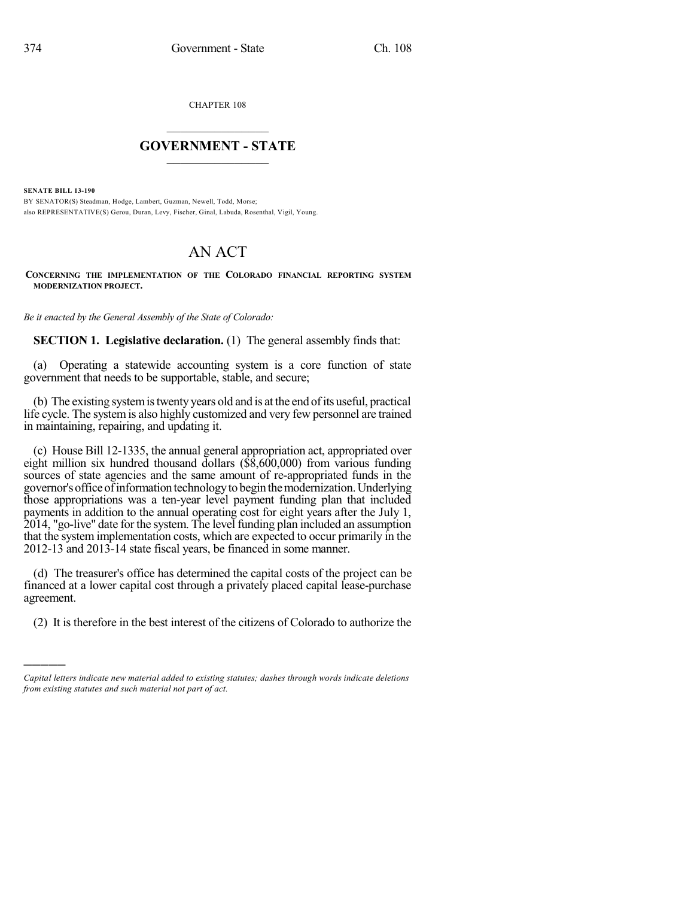CHAPTER 108

# GOVERNMENT - STATE

**SENATE BILL 13-190**

BY SENATOR(S) Steadman, Hodge, Lambert, Guzman, Newell, Todd, Morse;
also REPRESENTATIVE(S) Gerou, Duran, Levy, Fischer, Ginal, Labuda, Rosenthal, Vigil, Young.

# AN ACT

**CONCERNING THE IMPLEMENTATION OF THE COLORADO FINANCIAL REPORTING SYSTEM MODERNIZATION PROJECT.**

*Be it enacted by the General Assembly of the State of Colorado:*

**SECTION 1. Legislative declaration.** (1) The general assembly finds that:

(a) Operating a statewide accounting system is a core function of state government that needs to be supportable, stable, and secure;

(b) The existing system is twenty years old and is at the end of its useful, practical life cycle. The system is also highly customized and very few personnel are trained in maintaining, repairing, and updating it.

(c) House Bill 12-1335, the annual general appropriation act, appropriated over eight million six hundred thousand dollars ($8,600,000) from various funding sources of state agencies and the same amount of re-appropriated funds in the governor's office of information technology to begin the modernization. Underlying those appropriations was a ten-year level payment funding plan that included payments in addition to the annual operating cost for eight years after the July 1, 2014, "go-live" date for the system. The level funding plan included an assumption that the system implementation costs, which are expected to occur primarily in the 2012-13 and 2013-14 state fiscal years, be financed in some manner.

(d) The treasurer's office has determined the capital costs of the project can be financed at a lower capital cost through a privately placed capital lease-purchase agreement.

(2) It is therefore in the best interest of the citizens of Colorado to authorize the

---

*Capital letters indicate new material added to existing statutes; dashes through words indicate deletions from existing statutes and such material not part of act.*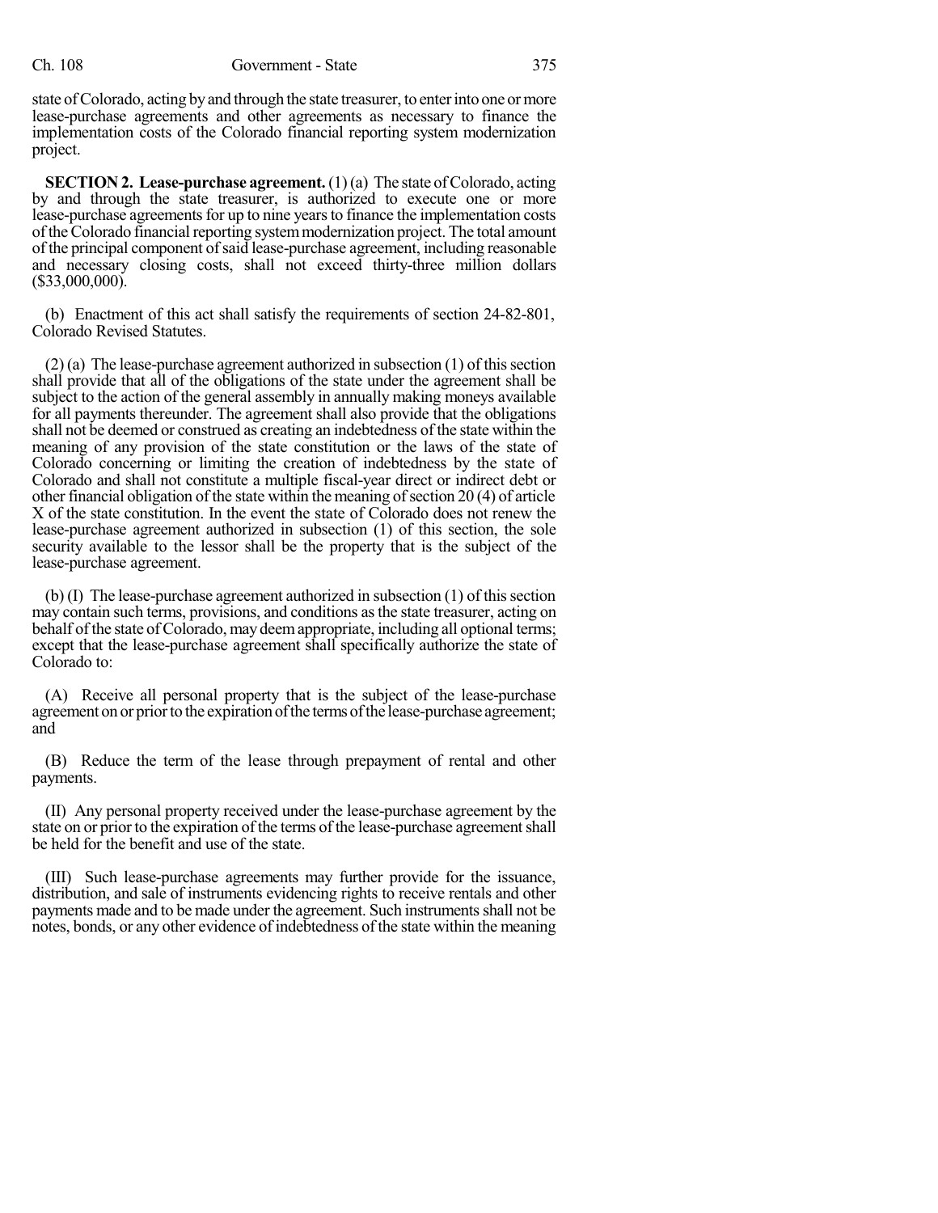state of Colorado, acting by and through the state treasurer, to enter into one or more lease-purchase agreements and other agreements as necessary to finance the implementation costs of the Colorado financial reporting system modernization project.

**SECTION 2. Lease-purchase agreement.** (1) (a) The state of Colorado, acting by and through the state treasurer, is authorized to execute one or more lease-purchase agreements for up to nine years to finance the implementation costs of the Colorado financial reporting system modernization project. The total amount of the principal component of said lease-purchase agreement, including reasonable and necessary closing costs, shall not exceed thirty-three million dollars ($33,000,000).

(b) Enactment of this act shall satisfy the requirements of section 24-82-801, Colorado Revised Statutes.

(2) (a) The lease-purchase agreement authorized in subsection (1) of this section shall provide that all of the obligations of the state under the agreement shall be subject to the action of the general assembly in annually making moneys available for all payments thereunder. The agreement shall also provide that the obligations shall not be deemed or construed as creating an indebtedness of the state within the meaning of any provision of the state constitution or the laws of the state of Colorado concerning or limiting the creation of indebtedness by the state of Colorado and shall not constitute a multiple fiscal-year direct or indirect debt or other financial obligation of the state within the meaning of section 20 (4) of article X of the state constitution. In the event the state of Colorado does not renew the lease-purchase agreement authorized in subsection (1) of this section, the sole security available to the lessor shall be the property that is the subject of the lease-purchase agreement.

(b) (I) The lease-purchase agreement authorized in subsection (1) of this section may contain such terms, provisions, and conditions as the state treasurer, acting on behalf of the state of Colorado, may deem appropriate, including all optional terms; except that the lease-purchase agreement shall specifically authorize the state of Colorado to:

(A) Receive all personal property that is the subject of the lease-purchase agreement on or prior to the expiration of the terms of the lease-purchase agreement; and

(B) Reduce the term of the lease through prepayment of rental and other payments.

(II) Any personal property received under the lease-purchase agreement by the state on or prior to the expiration of the terms of the lease-purchase agreement shall be held for the benefit and use of the state.

(III) Such lease-purchase agreements may further provide for the issuance, distribution, and sale of instruments evidencing rights to receive rentals and other payments made and to be made under the agreement. Such instruments shall not be notes, bonds, or any other evidence of indebtedness of the state within the meaning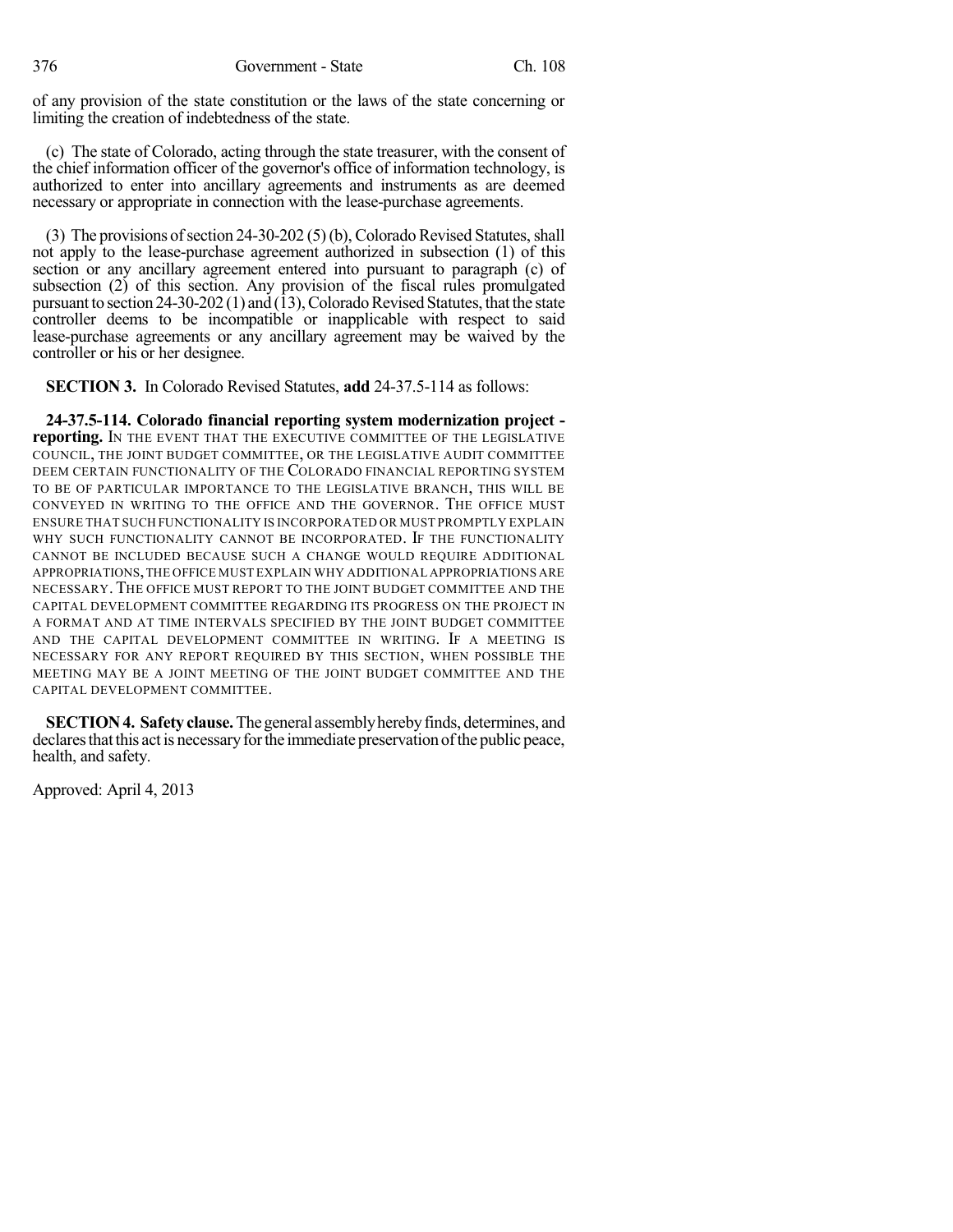of any provision of the state constitution or the laws of the state concerning or limiting the creation of indebtedness of the state.

(c) The state of Colorado, acting through the state treasurer, with the consent of the chief information officer of the governor's office of information technology, is authorized to enter into ancillary agreements and instruments as are deemed necessary or appropriate in connection with the lease-purchase agreements.

(3) The provisions of section 24-30-202 (5) (b), Colorado Revised Statutes, shall not apply to the lease-purchase agreement authorized in subsection (1) of this section or any ancillary agreement entered into pursuant to paragraph (c) of subsection (2) of this section. Any provision of the fiscal rules promulgated pursuant to section 24-30-202 (1) and (13), Colorado Revised Statutes, that the state controller deems to be incompatible or inapplicable with respect to said lease-purchase agreements or any ancillary agreement may be waived by the controller or his or her designee.

**SECTION 3.** In Colorado Revised Statutes, **add** 24-37.5-114 as follows:

**24-37.5-114. Colorado financial reporting system modernization project - reporting.** IN THE EVENT THAT THE EXECUTIVE COMMITTEE OF THE LEGISLATIVE COUNCIL, THE JOINT BUDGET COMMITTEE, OR THE LEGISLATIVE AUDIT COMMITTEE DEEM CERTAIN FUNCTIONALITY OF THE COLORADO FINANCIAL REPORTING SYSTEM TO BE OF PARTICULAR IMPORTANCE TO THE LEGISLATIVE BRANCH, THIS WILL BE CONVEYED IN WRITING TO THE OFFICE AND THE GOVERNOR. THE OFFICE MUST ENSURE THAT SUCH FUNCTIONALITY IS INCORPORATED OR MUST PROMPTLY EXPLAIN WHY SUCH FUNCTIONALITY CANNOT BE INCORPORATED. IF THE FUNCTIONALITY CANNOT BE INCLUDED BECAUSE SUCH A CHANGE WOULD REQUIRE ADDITIONAL APPROPRIATIONS, THE OFFICE MUST EXPLAIN WHY ADDITIONAL APPROPRIATIONS ARE NECESSARY. THE OFFICE MUST REPORT TO THE JOINT BUDGET COMMITTEE AND THE CAPITAL DEVELOPMENT COMMITTEE REGARDING ITS PROGRESS ON THE PROJECT IN A FORMAT AND AT TIME INTERVALS SPECIFIED BY THE JOINT BUDGET COMMITTEE AND THE CAPITAL DEVELOPMENT COMMITTEE IN WRITING. IF A MEETING IS NECESSARY FOR ANY REPORT REQUIRED BY THIS SECTION, WHEN POSSIBLE THE MEETING MAY BE A JOINT MEETING OF THE JOINT BUDGET COMMITTEE AND THE CAPITAL DEVELOPMENT COMMITTEE.

**SECTION 4. Safety clause.** The general assembly hereby finds, determines, and declares that this act is necessary for the immediate preservation of the public peace, health, and safety.

Approved: April 4, 2013